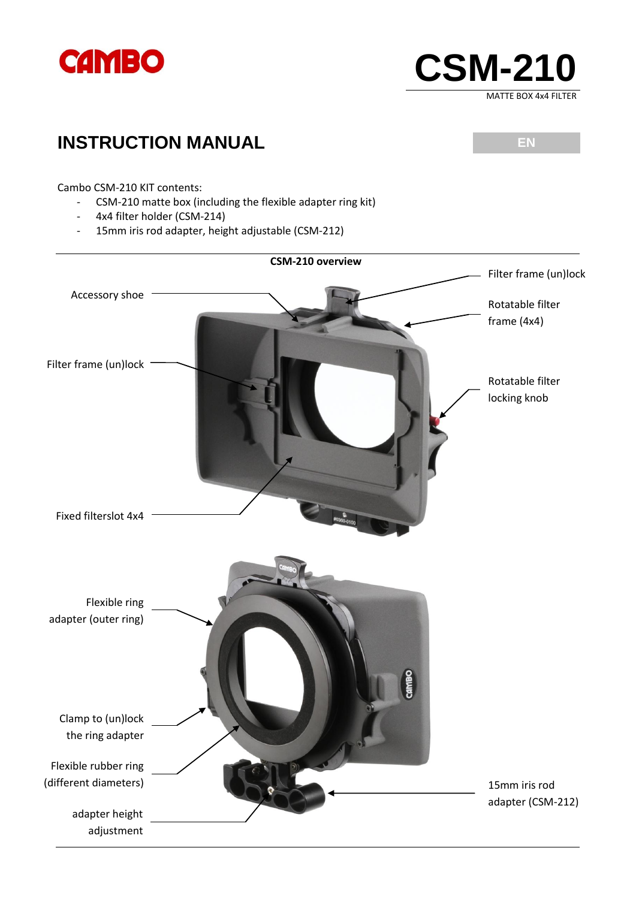CAMBO

# CSM-210

MATTE BOX 4x4 FILTER

## INSTRUCTION MANUAL

EN

Cambo CSM-210 KIT contents:

- CSM-210 matte box (including the flexible adapter ring kit)
- 4x4 filter holder (CSM-214)
- 15mm iris rod adapter, height adjustable (CSM-212)

**CSM-210 overview**

Accessory shoe

Filter frame (un)lock

Rotatable filter frame (4x4)

Filter frame (un)lock

Rotatable filter locking knob

Fixed filterslot 4x4

Flexible ring adapter (outer ring)

Clamp to (un)lock the ring adapter

Flexible rubber ring (different diameters)

15mm iris rod adapter (CSM-212)

adapter height adjustment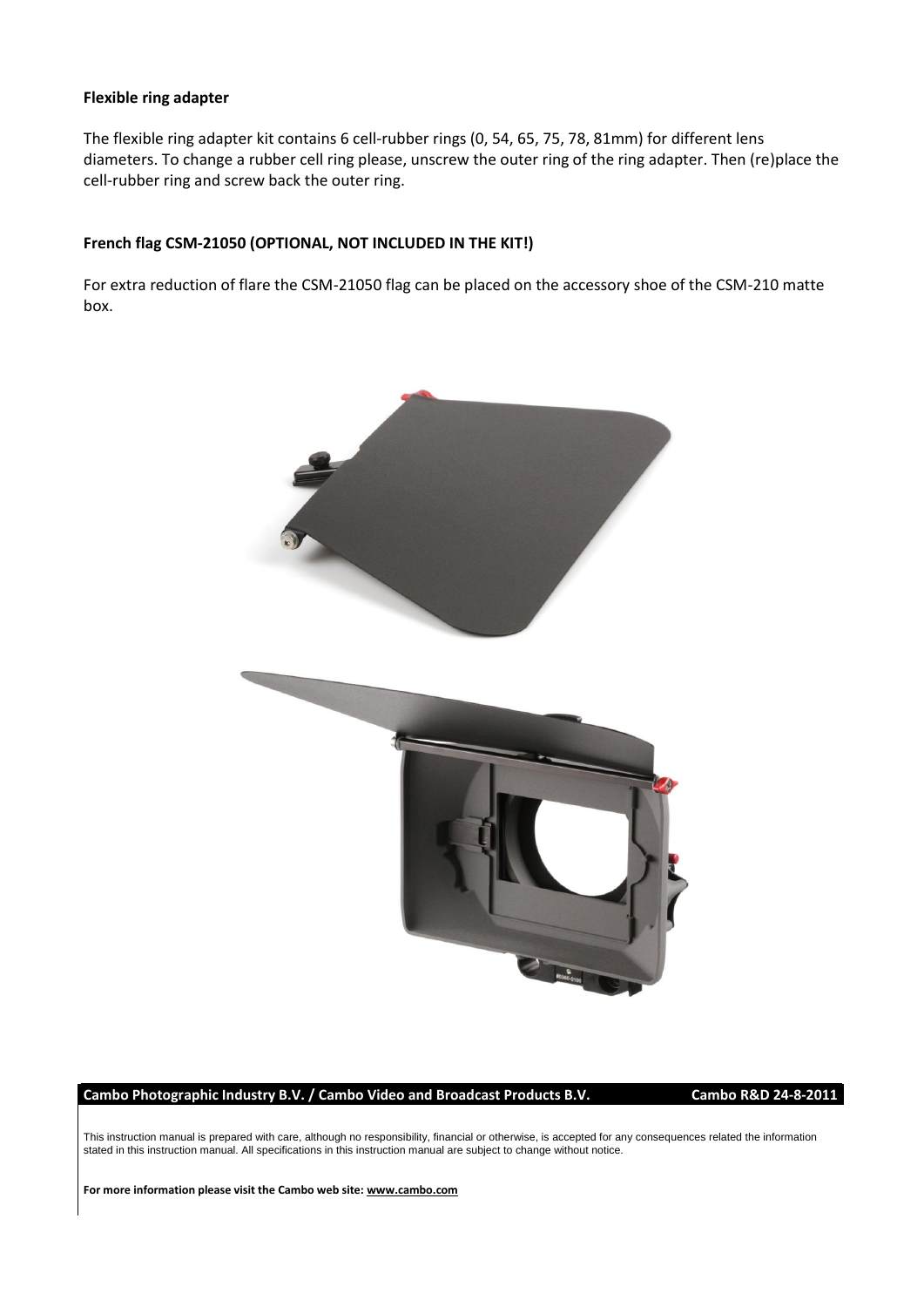**Flexible ring adapter**

The flexible ring adapter kit contains 6 cell-rubber rings (0, 54, 65, 75, 78, 81mm) for different lens diameters. To change a rubber cell ring please, unscrew the outer ring of the ring adapter. Then (re)place the cell-rubber ring and screw back the outer ring.

**French flag CSM-21050 (OPTIONAL, NOT INCLUDED IN THE KIT!)**

For extra reduction of flare the CSM-21050 flag can be placed on the accessory shoe of the CSM-210 matte box.

**Cambo Photographic Industry B.V. / Cambo Video and Broadcast Products B.V. Cambo R&D 24-8-2011**

This instruction manual is prepared with care, although no responsibility, financial or otherwise, is accepted for any consequences related the information stated in this instruction manual. All specifications in this instruction manual are subject to change without notice.

**For more information please visit the Cambo web site: www.cambo.com**